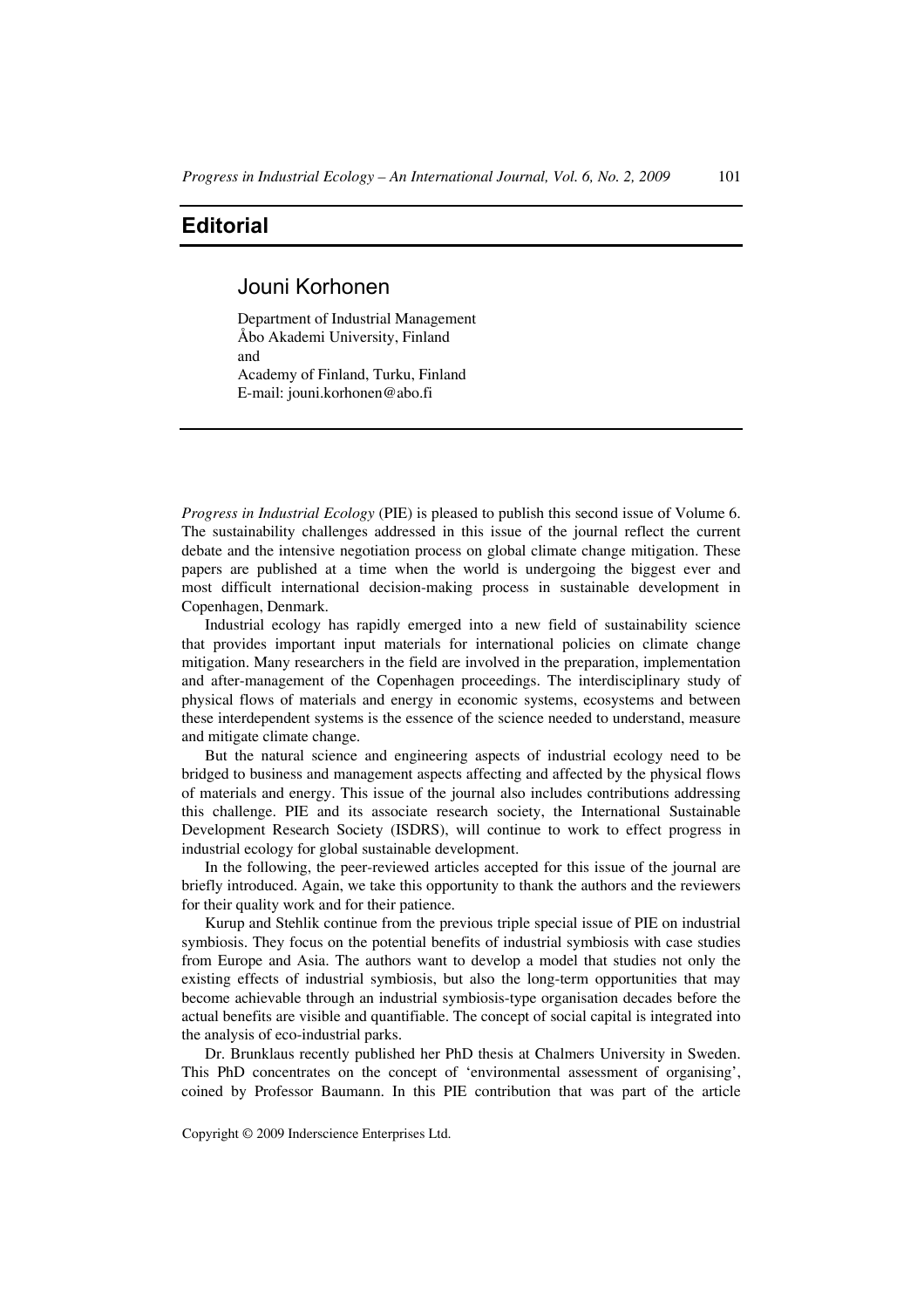# Editorial

## Jouni Korhonen

Department of Industrial Management
Åbo Akademi University, Finland
and
Academy of Finland, Turku, Finland
E-mail: jouni.korhonen@abo.fi

*Progress in Industrial Ecology* (PIE) is pleased to publish this second issue of Volume 6. The sustainability challenges addressed in this issue of the journal reflect the current debate and the intensive negotiation process on global climate change mitigation. These papers are published at a time when the world is undergoing the biggest ever and most difficult international decision-making process in sustainable development in Copenhagen, Denmark.

Industrial ecology has rapidly emerged into a new field of sustainability science that provides important input materials for international policies on climate change mitigation. Many researchers in the field are involved in the preparation, implementation and after-management of the Copenhagen proceedings. The interdisciplinary study of physical flows of materials and energy in economic systems, ecosystems and between these interdependent systems is the essence of the science needed to understand, measure and mitigate climate change.

But the natural science and engineering aspects of industrial ecology need to be bridged to business and management aspects affecting and affected by the physical flows of materials and energy. This issue of the journal also includes contributions addressing this challenge. PIE and its associate research society, the International Sustainable Development Research Society (ISDRS), will continue to work to effect progress in industrial ecology for global sustainable development.

In the following, the peer-reviewed articles accepted for this issue of the journal are briefly introduced. Again, we take this opportunity to thank the authors and the reviewers for their quality work and for their patience.

Kurup and Stehlik continue from the previous triple special issue of PIE on industrial symbiosis. They focus on the potential benefits of industrial symbiosis with case studies from Europe and Asia. The authors want to develop a model that studies not only the existing effects of industrial symbiosis, but also the long-term opportunities that may become achievable through an industrial symbiosis-type organisation decades before the actual benefits are visible and quantifiable. The concept of social capital is integrated into the analysis of eco-industrial parks.

Dr. Brunklaus recently published her PhD thesis at Chalmers University in Sweden. This PhD concentrates on the concept of 'environmental assessment of organising', coined by Professor Baumann. In this PIE contribution that was part of the article

Copyright © 2009 Inderscience Enterprises Ltd.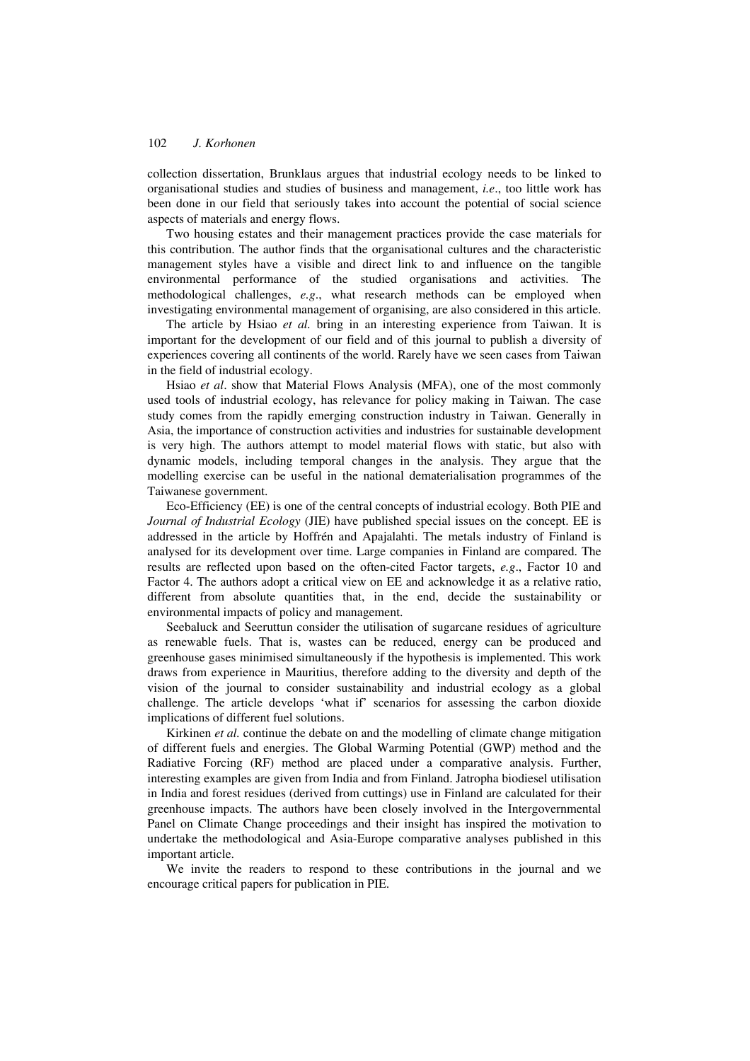collection dissertation, Brunklaus argues that industrial ecology needs to be linked to organisational studies and studies of business and management, *i.e*., too little work has been done in our field that seriously takes into account the potential of social science aspects of materials and energy flows.

Two housing estates and their management practices provide the case materials for this contribution. The author finds that the organisational cultures and the characteristic management styles have a visible and direct link to and influence on the tangible environmental performance of the studied organisations and activities. The methodological challenges, *e.g*., what research methods can be employed when investigating environmental management of organising, are also considered in this article.

The article by Hsiao *et al.* bring in an interesting experience from Taiwan. It is important for the development of our field and of this journal to publish a diversity of experiences covering all continents of the world. Rarely have we seen cases from Taiwan in the field of industrial ecology.

Hsiao *et al*. show that Material Flows Analysis (MFA), one of the most commonly used tools of industrial ecology, has relevance for policy making in Taiwan. The case study comes from the rapidly emerging construction industry in Taiwan. Generally in Asia, the importance of construction activities and industries for sustainable development is very high. The authors attempt to model material flows with static, but also with dynamic models, including temporal changes in the analysis. They argue that the modelling exercise can be useful in the national dematerialisation programmes of the Taiwanese government.

Eco-Efficiency (EE) is one of the central concepts of industrial ecology. Both PIE and *Journal of Industrial Ecology* (JIE) have published special issues on the concept. EE is addressed in the article by Hoffrén and Apajalahti. The metals industry of Finland is analysed for its development over time. Large companies in Finland are compared. The results are reflected upon based on the often-cited Factor targets, *e.g*., Factor 10 and Factor 4. The authors adopt a critical view on EE and acknowledge it as a relative ratio, different from absolute quantities that, in the end, decide the sustainability or environmental impacts of policy and management.

Seebaluck and Seeruttun consider the utilisation of sugarcane residues of agriculture as renewable fuels. That is, wastes can be reduced, energy can be produced and greenhouse gases minimised simultaneously if the hypothesis is implemented. This work draws from experience in Mauritius, therefore adding to the diversity and depth of the vision of the journal to consider sustainability and industrial ecology as a global challenge. The article develops 'what if' scenarios for assessing the carbon dioxide implications of different fuel solutions.

Kirkinen *et al.* continue the debate on and the modelling of climate change mitigation of different fuels and energies. The Global Warming Potential (GWP) method and the Radiative Forcing (RF) method are placed under a comparative analysis. Further, interesting examples are given from India and from Finland. Jatropha biodiesel utilisation in India and forest residues (derived from cuttings) use in Finland are calculated for their greenhouse impacts. The authors have been closely involved in the Intergovernmental Panel on Climate Change proceedings and their insight has inspired the motivation to undertake the methodological and Asia-Europe comparative analyses published in this important article.

We invite the readers to respond to these contributions in the journal and we encourage critical papers for publication in PIE.